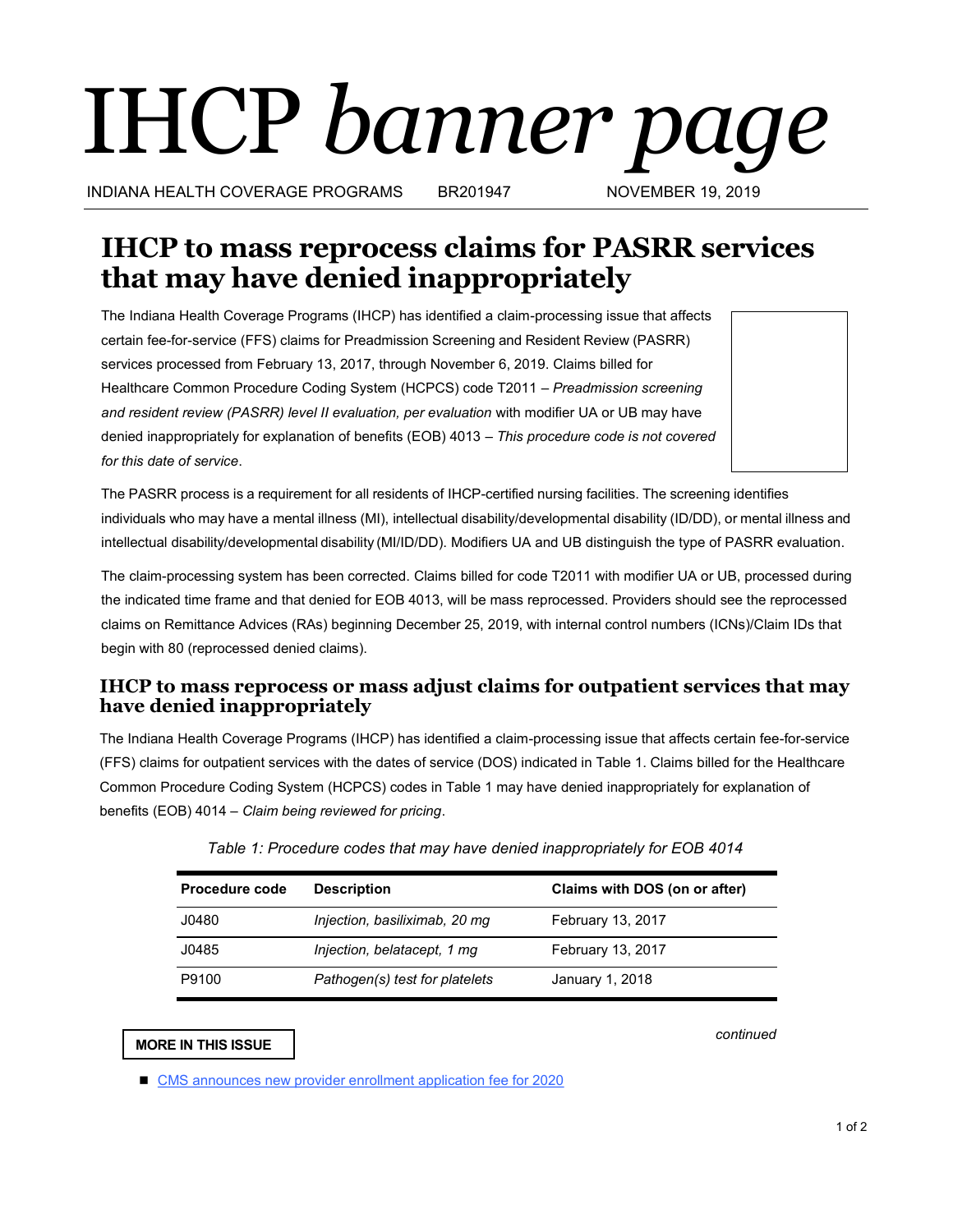# IHCP *banner page*

INDIANA HEALTH COVERAGE PROGRAMS BR201947 NOVEMBER 19, 2019

## IHCP to mass reprocess claims for PASRR services that may have denied inappropriately

The Indiana Health Coverage Programs (IHCP) has identified a claim-processing issue that affects certain fee-for-service (FFS) claims for Preadmission Screening and Resident Review (PASRR) services processed from February 13, 2017, through November 6, 2019. Claims billed for Healthcare Common Procedure Coding System (HCPCS) code T2011 – *Preadmission screening and resident review (PASRR) level II evaluation, per evaluation* with modifier UA or UB may have denied inappropriately for explanation of benefits (EOB) 4013 – *This procedure code is not covered for this date of service*.

The PASRR process is a requirement for all residents of IHCP-certified nursing facilities. The screening identifies individuals who may have a mental illness (MI), intellectual disability/developmental disability (ID/DD), or mental illness and intellectual disability/developmental disability (MI/ID/DD). Modifiers UA and UB distinguish the type of PASRR evaluation.

The claim-processing system has been corrected. Claims billed for code T2011 with modifier UA or UB, processed during the indicated time frame and that denied for EOB 4013, will be mass reprocessed. Providers should see the reprocessed claims on Remittance Advices (RAs) beginning December 25, 2019, with internal control numbers (ICNs)/Claim IDs that begin with 80 (reprocessed denied claims).

### IHCP to mass reprocess or mass adjust claims for outpatient services that may have denied inappropriately

The Indiana Health Coverage Programs (IHCP) has identified a claim-processing issue that affects certain fee-for-service (FFS) claims for outpatient services with the dates of service (DOS) indicated in Table 1. Claims billed for the Healthcare Common Procedure Coding System (HCPCS) codes in Table 1 may have denied inappropriately for explanation of benefits (EOB) 4014 – *Claim being reviewed for pricing*.

*Table 1: Procedure codes that may have denied inappropriately for EOB 4014*

| Procedure code | Description | Claims with DOS (on or after) |
|---|---|---|
| J0480 | *Injection, basiliximab, 20 mg* | February 13, 2017 |
| J0485 | *Injection, belatacept, 1 mg* | February 13, 2017 |
| P9100 | *Pathogen(s) test for platelets* | January 1, 2018 |

*continued*

**MORE IN THIS ISSUE**

- CMS announces new provider enrollment application fee for 2020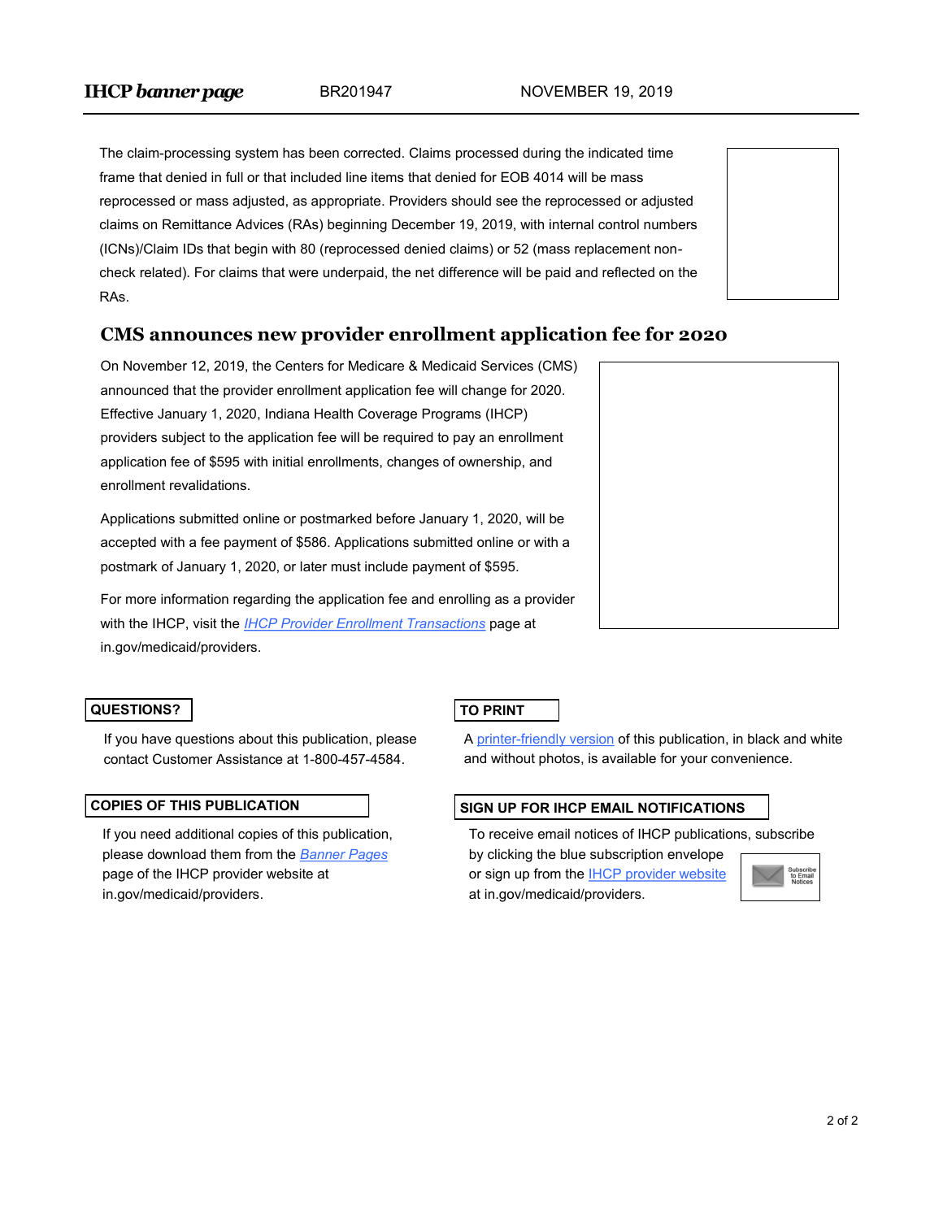The claim-processing system has been corrected. Claims processed during the indicated time frame that denied in full or that included line items that denied for EOB 4014 will be mass reprocessed or mass adjusted, as appropriate. Providers should see the reprocessed or adjusted claims on Remittance Advices (RAs) beginning December 19, 2019, with internal control numbers (ICNs)/Claim IDs that begin with 80 (reprocessed denied claims) or 52 (mass replacement non-check related). For claims that were underpaid, the net difference will be paid and reflected on the RAs.

## CMS announces new provider enrollment application fee for 2020

On November 12, 2019, the Centers for Medicare & Medicaid Services (CMS) announced that the provider enrollment application fee will change for 2020. Effective January 1, 2020, Indiana Health Coverage Programs (IHCP) providers subject to the application fee will be required to pay an enrollment application fee of $595 with initial enrollments, changes of ownership, and enrollment revalidations.

Applications submitted online or postmarked before January 1, 2020, will be accepted with a fee payment of $586. Applications submitted online or with a postmark of January 1, 2020, or later must include payment of $595.

For more information regarding the application fee and enrolling as a provider with the IHCP, visit the *IHCP Provider Enrollment Transactions* page at in.gov/medicaid/providers.

### QUESTIONS?

If you have questions about this publication, please contact Customer Assistance at 1-800-457-4584.

### COPIES OF THIS PUBLICATION

If you need additional copies of this publication, please download them from the *Banner Pages* page of the IHCP provider website at in.gov/medicaid/providers.

### TO PRINT

A printer-friendly version of this publication, in black and white and without photos, is available for your convenience.

### SIGN UP FOR IHCP EMAIL NOTIFICATIONS

To receive email notices of IHCP publications, subscribe by clicking the blue subscription envelope or sign up from the IHCP provider website at in.gov/medicaid/providers.